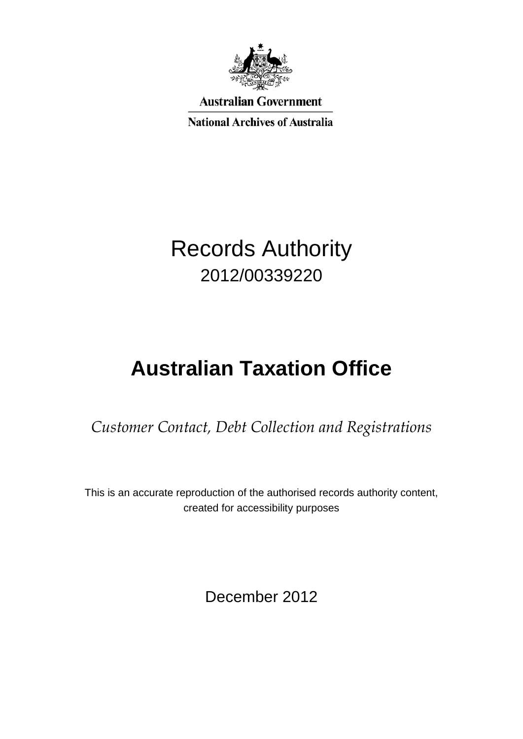Australian Government

National Archives of Australia

# Records Authority

2012/00339220

# Australian Taxation Office

*Customer Contact, Debt Collection and Registrations*

This is an accurate reproduction of the authorised records authority content, created for accessibility purposes

December 2012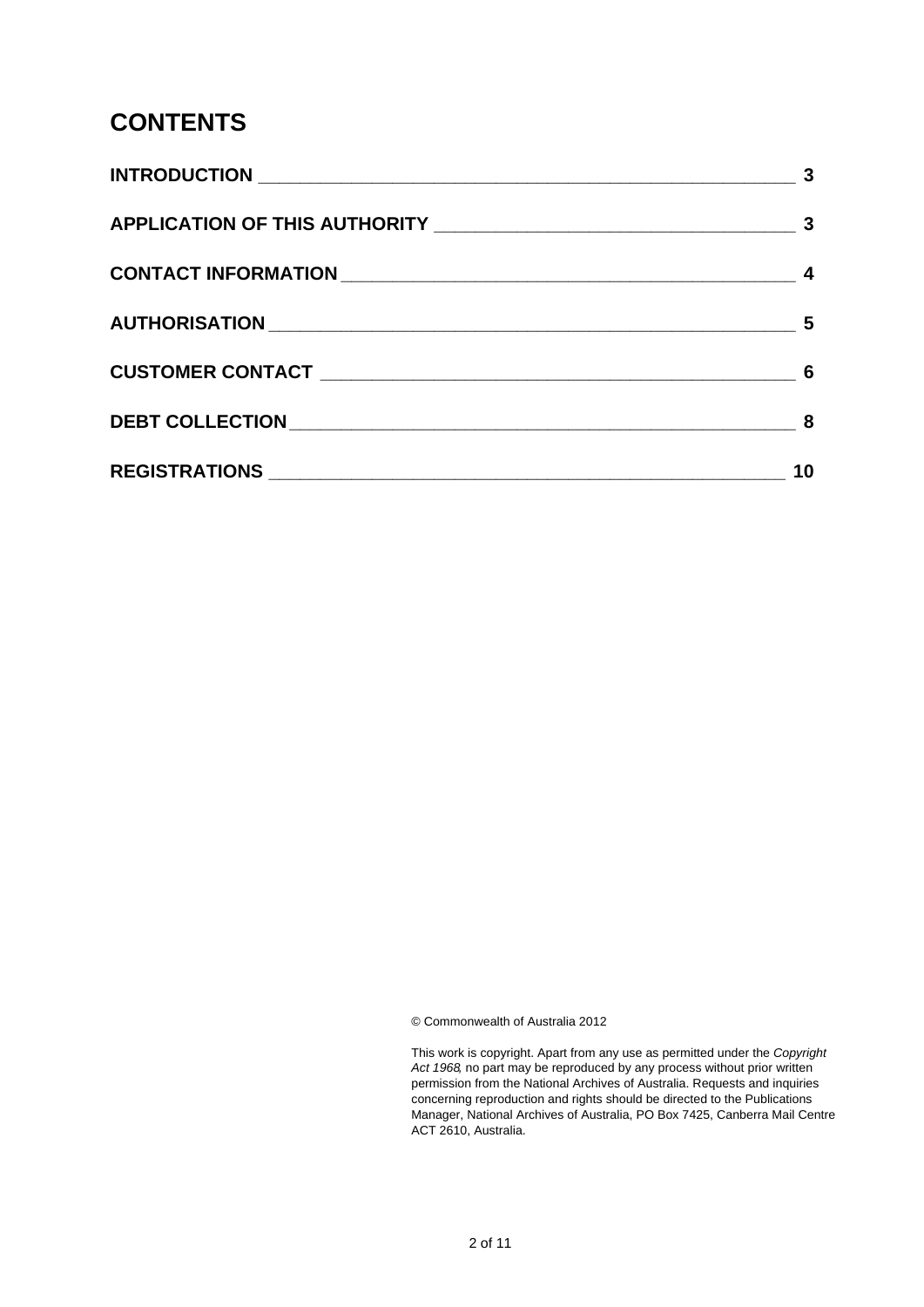# CONTENTS

| | |
|---|---|
| **INTRODUCTION** | **3** |
| **APPLICATION OF THIS AUTHORITY** | **3** |
| **CONTACT INFORMATION** | **4** |
| **AUTHORISATION** | **5** |
| **CUSTOMER CONTACT** | **6** |
| **DEBT COLLECTION** | **8** |
| **REGISTRATIONS** | **10** |

© Commonwealth of Australia 2012

This work is copyright. Apart from any use as permitted under the *Copyright Act 1968*, no part may be reproduced by any process without prior written permission from the National Archives of Australia. Requests and inquiries concerning reproduction and rights should be directed to the Publications Manager, National Archives of Australia, PO Box 7425, Canberra Mail Centre ACT 2610, Australia.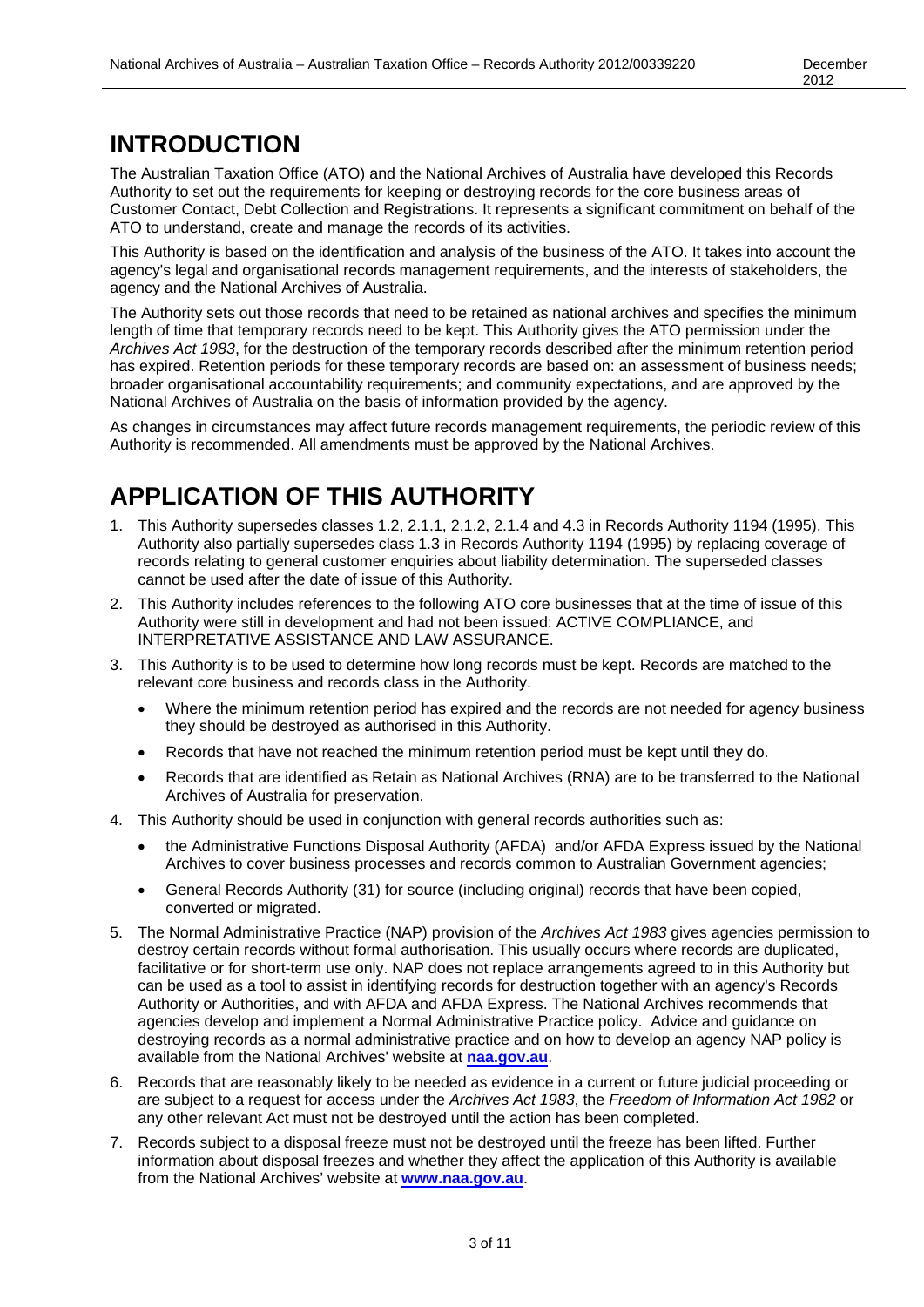# INTRODUCTION

The Australian Taxation Office (ATO) and the National Archives of Australia have developed this Records Authority to set out the requirements for keeping or destroying records for the core business areas of Customer Contact, Debt Collection and Registrations. It represents a significant commitment on behalf of the ATO to understand, create and manage the records of its activities.

This Authority is based on the identification and analysis of the business of the ATO. It takes into account the agency's legal and organisational records management requirements, and the interests of stakeholders, the agency and the National Archives of Australia.

The Authority sets out those records that need to be retained as national archives and specifies the minimum length of time that temporary records need to be kept. This Authority gives the ATO permission under the *Archives Act 1983*, for the destruction of the temporary records described after the minimum retention period has expired. Retention periods for these temporary records are based on: an assessment of business needs; broader organisational accountability requirements; and community expectations, and are approved by the National Archives of Australia on the basis of information provided by the agency.

As changes in circumstances may affect future records management requirements, the periodic review of this Authority is recommended. All amendments must be approved by the National Archives.

# APPLICATION OF THIS AUTHORITY

1. This Authority supersedes classes 1.2, 2.1.1, 2.1.2, 2.1.4 and 4.3 in Records Authority 1194 (1995). This Authority also partially supersedes class 1.3 in Records Authority 1194 (1995) by replacing coverage of records relating to general customer enquiries about liability determination. The superseded classes cannot be used after the date of issue of this Authority.
2. This Authority includes references to the following ATO core businesses that at the time of issue of this Authority were still in development and had not been issued: ACTIVE COMPLIANCE, and INTERPRETATIVE ASSISTANCE AND LAW ASSURANCE.
3. This Authority is to be used to determine how long records must be kept. Records are matched to the relevant core business and records class in the Authority.
   - Where the minimum retention period has expired and the records are not needed for agency business they should be destroyed as authorised in this Authority.
   - Records that have not reached the minimum retention period must be kept until they do.
   - Records that are identified as Retain as National Archives (RNA) are to be transferred to the National Archives of Australia for preservation.
4. This Authority should be used in conjunction with general records authorities such as:
   - the Administrative Functions Disposal Authority (AFDA) and/or AFDA Express issued by the National Archives to cover business processes and records common to Australian Government agencies;
   - General Records Authority (31) for source (including original) records that have been copied, converted or migrated.
5. The Normal Administrative Practice (NAP) provision of the *Archives Act 1983* gives agencies permission to destroy certain records without formal authorisation. This usually occurs where records are duplicated, facilitative or for short-term use only. NAP does not replace arrangements agreed to in this Authority but can be used as a tool to assist in identifying records for destruction together with an agency's Records Authority or Authorities, and with AFDA and AFDA Express. The National Archives recommends that agencies develop and implement a Normal Administrative Practice policy. Advice and guidance on destroying records as a normal administrative practice and on how to develop an agency NAP policy is available from the National Archives' website at **naa.gov.au**.
6. Records that are reasonably likely to be needed as evidence in a current or future judicial proceeding or are subject to a request for access under the *Archives Act 1983*, the *Freedom of Information Act 1982* or any other relevant Act must not be destroyed until the action has been completed.
7. Records subject to a disposal freeze must not be destroyed until the freeze has been lifted. Further information about disposal freezes and whether they affect the application of this Authority is available from the National Archives' website at **www.naa.gov.au**.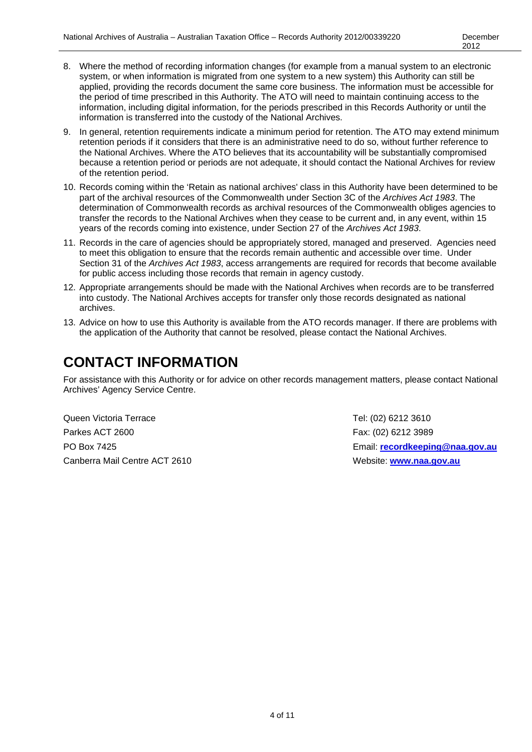8. Where the method of recording information changes (for example from a manual system to an electronic system, or when information is migrated from one system to a new system) this Authority can still be applied, providing the records document the same core business. The information must be accessible for the period of time prescribed in this Authority. The ATO will need to maintain continuing access to the information, including digital information, for the periods prescribed in this Records Authority or until the information is transferred into the custody of the National Archives.
9. In general, retention requirements indicate a minimum period for retention. The ATO may extend minimum retention periods if it considers that there is an administrative need to do so, without further reference to the National Archives. Where the ATO believes that its accountability will be substantially compromised because a retention period or periods are not adequate, it should contact the National Archives for review of the retention period.
10. Records coming within the 'Retain as national archives' class in this Authority have been determined to be part of the archival resources of the Commonwealth under Section 3C of the *Archives Act 1983*. The determination of Commonwealth records as archival resources of the Commonwealth obliges agencies to transfer the records to the National Archives when they cease to be current and, in any event, within 15 years of the records coming into existence, under Section 27 of the *Archives Act 1983*.
11. Records in the care of agencies should be appropriately stored, managed and preserved. Agencies need to meet this obligation to ensure that the records remain authentic and accessible over time. Under Section 31 of the *Archives Act 1983*, access arrangements are required for records that become available for public access including those records that remain in agency custody.
12. Appropriate arrangements should be made with the National Archives when records are to be transferred into custody. The National Archives accepts for transfer only those records designated as national archives.
13. Advice on how to use this Authority is available from the ATO records manager. If there are problems with the application of the Authority that cannot be resolved, please contact the National Archives.

# CONTACT INFORMATION

For assistance with this Authority or for advice on other records management matters, please contact National Archives' Agency Service Centre.

Queen Victoria Terrace
Parkes ACT 2600
PO Box 7425
Canberra Mail Centre ACT 2610

Tel: (02) 6212 3610
Fax: (02) 6212 3989
Email: **recordkeeping@naa.gov.au**
Website: **www.naa.gov.au**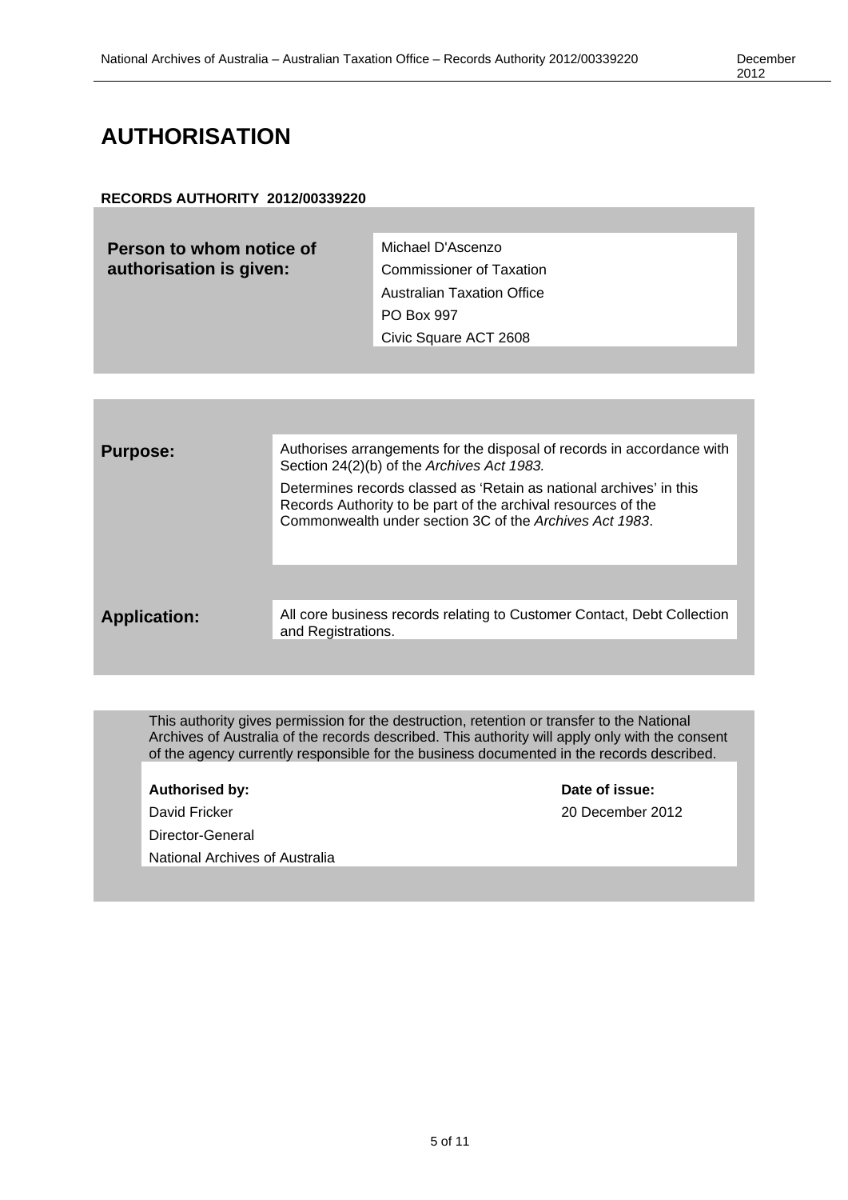# AUTHORISATION

**RECORDS AUTHORITY 2012/00339220**

| **Person to whom notice of authorisation is given:** | Michael D'Ascenzo<br>Commissioner of Taxation<br>Australian Taxation Office<br>PO Box 997<br>Civic Square ACT 2608 |
|---|---|

| | |
|---|---|
| **Purpose:** | Authorises arrangements for the disposal of records in accordance with Section 24(2)(b) of the *Archives Act 1983.*<br>Determines records classed as 'Retain as national archives' in this Records Authority to be part of the archival resources of the Commonwealth under section 3C of the *Archives Act 1983*. |
| **Application:** | All core business records relating to Customer Contact, Debt Collection and Registrations. |

This authority gives permission for the destruction, retention or transfer to the National Archives of Australia of the records described. This authority will apply only with the consent of the agency currently responsible for the business documented in the records described.

| **Authorised by:** | **Date of issue:** |
|---|---|
| David Fricker<br>Director-General<br>National Archives of Australia | 20 December 2012 |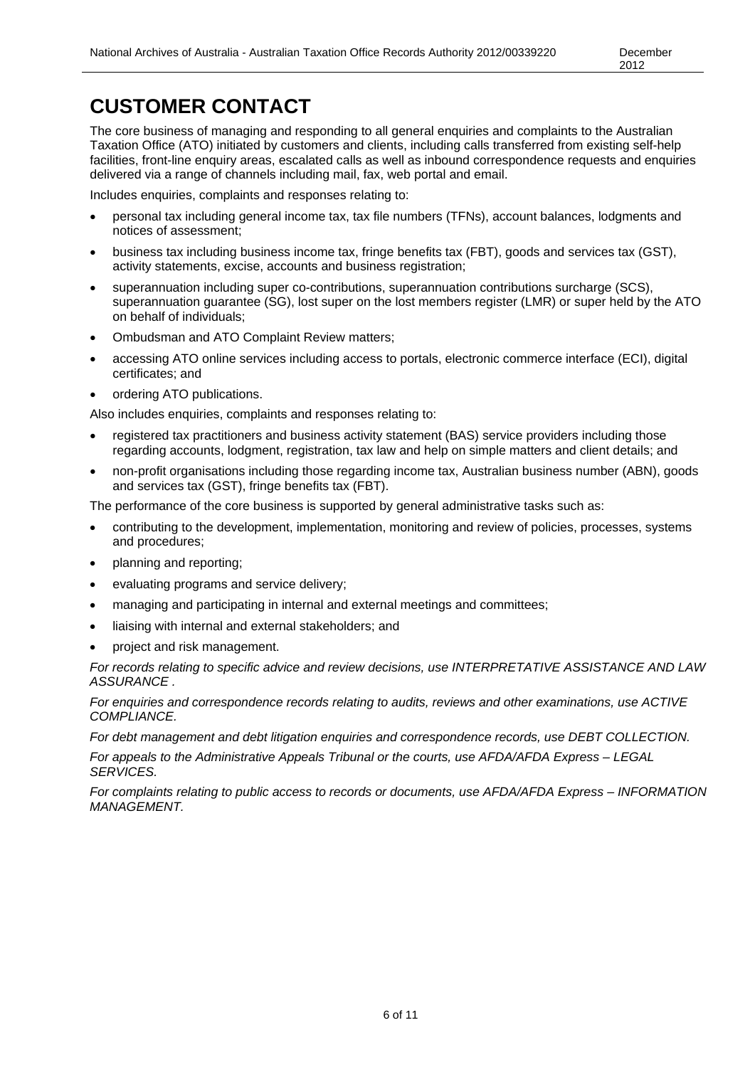# CUSTOMER CONTACT

The core business of managing and responding to all general enquiries and complaints to the Australian Taxation Office (ATO) initiated by customers and clients, including calls transferred from existing self-help facilities, front-line enquiry areas, escalated calls as well as inbound correspondence requests and enquiries delivered via a range of channels including mail, fax, web portal and email.

Includes enquiries, complaints and responses relating to:

- personal tax including general income tax, tax file numbers (TFNs), account balances, lodgments and notices of assessment;
- business tax including business income tax, fringe benefits tax (FBT), goods and services tax (GST), activity statements, excise, accounts and business registration;
- superannuation including super co-contributions, superannuation contributions surcharge (SCS), superannuation guarantee (SG), lost super on the lost members register (LMR) or super held by the ATO on behalf of individuals;
- Ombudsman and ATO Complaint Review matters;
- accessing ATO online services including access to portals, electronic commerce interface (ECI), digital certificates; and
- ordering ATO publications.

Also includes enquiries, complaints and responses relating to:

- registered tax practitioners and business activity statement (BAS) service providers including those regarding accounts, lodgment, registration, tax law and help on simple matters and client details; and
- non-profit organisations including those regarding income tax, Australian business number (ABN), goods and services tax (GST), fringe benefits tax (FBT).

The performance of the core business is supported by general administrative tasks such as:

- contributing to the development, implementation, monitoring and review of policies, processes, systems and procedures;
- planning and reporting;
- evaluating programs and service delivery;
- managing and participating in internal and external meetings and committees;
- liaising with internal and external stakeholders; and
- project and risk management.

*For records relating to specific advice and review decisions, use INTERPRETATIVE ASSISTANCE AND LAW ASSURANCE .*

*For enquiries and correspondence records relating to audits, reviews and other examinations, use ACTIVE COMPLIANCE.*

*For debt management and debt litigation enquiries and correspondence records, use DEBT COLLECTION.*

*For appeals to the Administrative Appeals Tribunal or the courts, use AFDA/AFDA Express – LEGAL SERVICES.*

*For complaints relating to public access to records or documents, use AFDA/AFDA Express – INFORMATION MANAGEMENT.*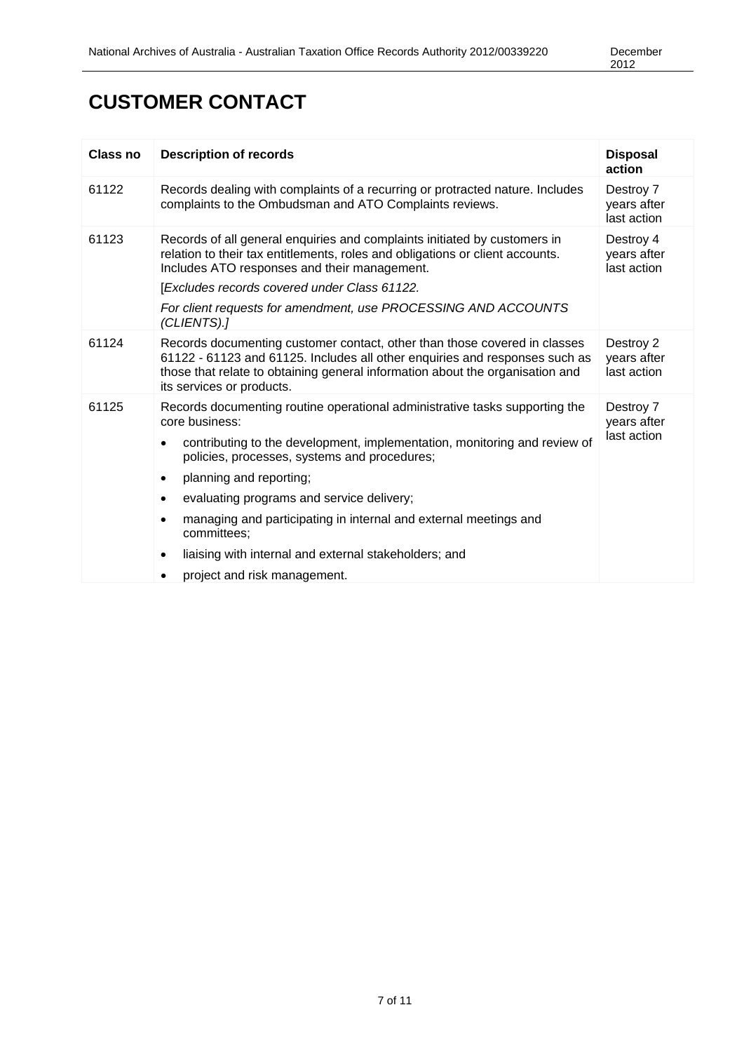# CUSTOMER CONTACT

| Class no | Description of records | Disposal action |
|---|---|---|
| 61122 | Records dealing with complaints of a recurring or protracted nature. Includes complaints to the Ombudsman and ATO Complaints reviews. | Destroy 7 years after last action |
| 61123 | Records of all general enquiries and complaints initiated by customers in relation to their tax entitlements, roles and obligations or client accounts. Includes ATO responses and their management.<br>[*Excludes records covered under Class 61122.*<br>*For client requests for amendment, use PROCESSING AND ACCOUNTS (CLIENTS).]* | Destroy 4 years after last action |
| 61124 | Records documenting customer contact, other than those covered in classes 61122 - 61123 and 61125. Includes all other enquiries and responses such as those that relate to obtaining general information about the organisation and its services or products. | Destroy 2 years after last action |
| 61125 | Records documenting routine operational administrative tasks supporting the core business:<br>• contributing to the development, implementation, monitoring and review of policies, processes, systems and procedures;<br>• planning and reporting;<br>• evaluating programs and service delivery;<br>• managing and participating in internal and external meetings and committees;<br>• liaising with internal and external stakeholders; and<br>• project and risk management. | Destroy 7 years after last action |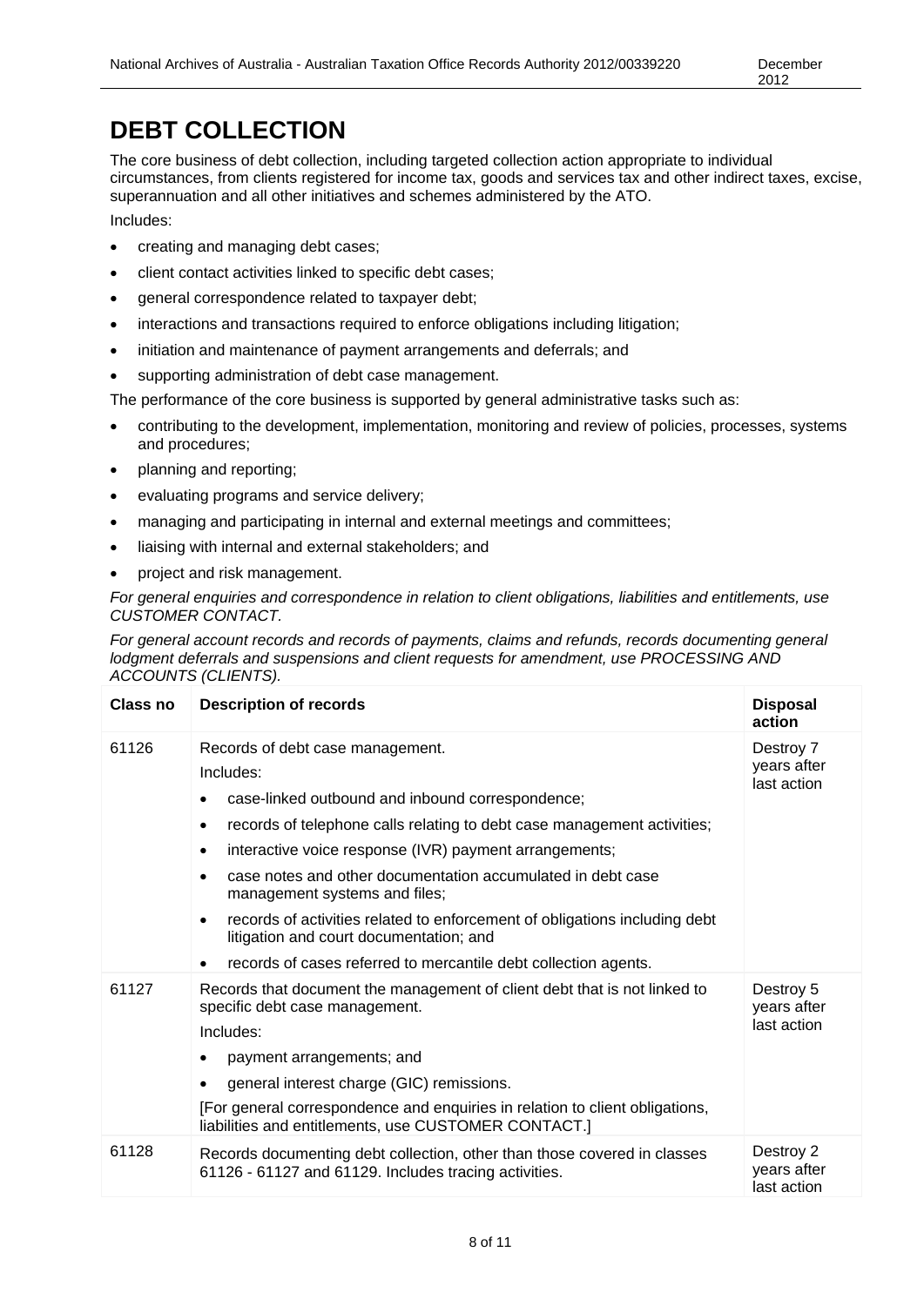# DEBT COLLECTION

The core business of debt collection, including targeted collection action appropriate to individual circumstances, from clients registered for income tax, goods and services tax and other indirect taxes, excise, superannuation and all other initiatives and schemes administered by the ATO.

Includes:

- creating and managing debt cases;
- client contact activities linked to specific debt cases;
- general correspondence related to taxpayer debt;
- interactions and transactions required to enforce obligations including litigation;
- initiation and maintenance of payment arrangements and deferrals; and
- supporting administration of debt case management.

The performance of the core business is supported by general administrative tasks such as:

- contributing to the development, implementation, monitoring and review of policies, processes, systems and procedures;
- planning and reporting;
- evaluating programs and service delivery;
- managing and participating in internal and external meetings and committees;
- liaising with internal and external stakeholders; and
- project and risk management.

*For general enquiries and correspondence in relation to client obligations, liabilities and entitlements, use CUSTOMER CONTACT.*

*For general account records and records of payments, claims and refunds, records documenting general lodgment deferrals and suspensions and client requests for amendment, use PROCESSING AND ACCOUNTS (CLIENTS).*

| Class no | Description of records | Disposal action |
|---|---|---|
| 61126 | Records of debt case management.<br>Includes:<br>• case-linked outbound and inbound correspondence;<br>• records of telephone calls relating to debt case management activities;<br>• interactive voice response (IVR) payment arrangements;<br>• case notes and other documentation accumulated in debt case management systems and files;<br>• records of activities related to enforcement of obligations including debt litigation and court documentation; and<br>• records of cases referred to mercantile debt collection agents. | Destroy 7 years after last action |
| 61127 | Records that document the management of client debt that is not linked to specific debt case management.<br>Includes:<br>• payment arrangements; and<br>• general interest charge (GIC) remissions.<br>[For general correspondence and enquiries in relation to client obligations, liabilities and entitlements, use CUSTOMER CONTACT.] | Destroy 5 years after last action |
| 61128 | Records documenting debt collection, other than those covered in classes 61126 - 61127 and 61129. Includes tracing activities. | Destroy 2 years after last action |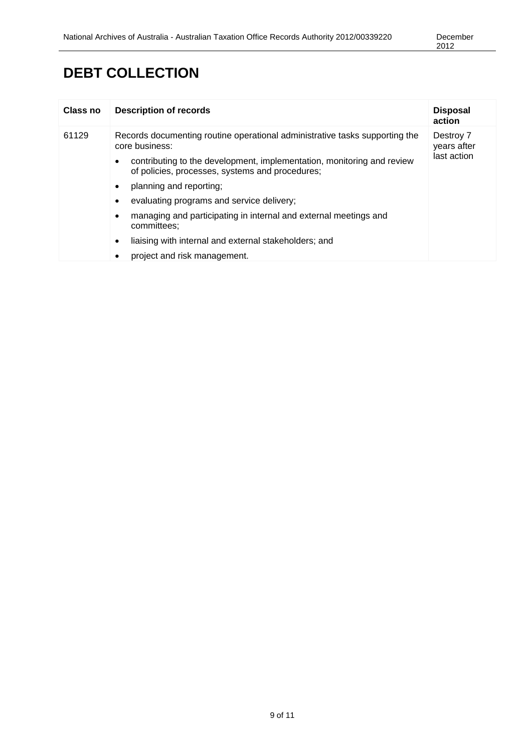# DEBT COLLECTION

| Class no | Description of records | Disposal action |
|---|---|---|
| 61129 | Records documenting routine operational administrative tasks supporting the core business:<br>• contributing to the development, implementation, monitoring and review of policies, processes, systems and procedures;<br>• planning and reporting;<br>• evaluating programs and service delivery;<br>• managing and participating in internal and external meetings and committees;<br>• liaising with internal and external stakeholders; and<br>• project and risk management. | Destroy 7 years after last action |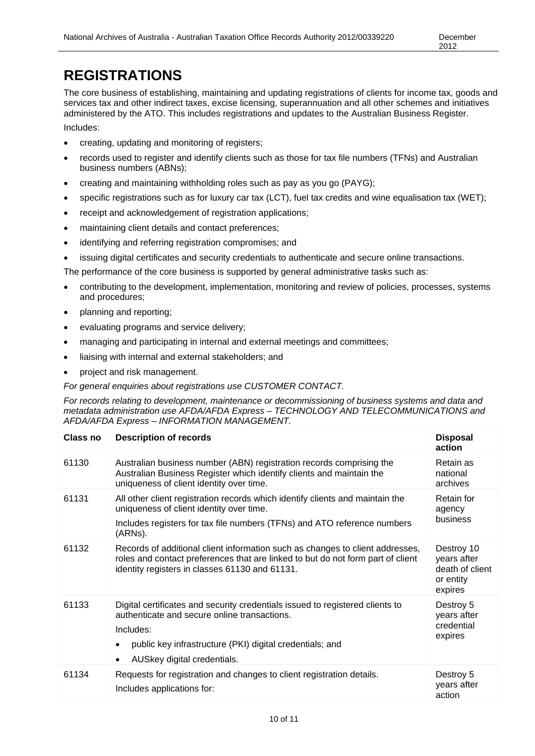# REGISTRATIONS

The core business of establishing, maintaining and updating registrations of clients for income tax, goods and services tax and other indirect taxes, excise licensing, superannuation and all other schemes and initiatives administered by the ATO. This includes registrations and updates to the Australian Business Register.

Includes:

- creating, updating and monitoring of registers;
- records used to register and identify clients such as those for tax file numbers (TFNs) and Australian business numbers (ABNs);
- creating and maintaining withholding roles such as pay as you go (PAYG);
- specific registrations such as for luxury car tax (LCT), fuel tax credits and wine equalisation tax (WET);
- receipt and acknowledgement of registration applications;
- maintaining client details and contact preferences;
- identifying and referring registration compromises; and
- issuing digital certificates and security credentials to authenticate and secure online transactions.

The performance of the core business is supported by general administrative tasks such as:

- contributing to the development, implementation, monitoring and review of policies, processes, systems and procedures;
- planning and reporting;
- evaluating programs and service delivery;
- managing and participating in internal and external meetings and committees;
- liaising with internal and external stakeholders; and
- project and risk management.

*For general enquiries about registrations use CUSTOMER CONTACT.*

*For records relating to development, maintenance or decommissioning of business systems and data and metadata administration use AFDA/AFDA Express – TECHNOLOGY AND TELECOMMUNICATIONS and AFDA/AFDA Express – INFORMATION MANAGEMENT.*

| Class no | Description of records | Disposal action |
|---|---|---|
| 61130 | Australian business number (ABN) registration records comprising the Australian Business Register which identify clients and maintain the uniqueness of client identity over time. | Retain as national archives |
| 61131 | All other client registration records which identify clients and maintain the uniqueness of client identity over time.<br>Includes registers for tax file numbers (TFNs) and ATO reference numbers (ARNs). | Retain for agency business |
| 61132 | Records of additional client information such as changes to client addresses, roles and contact preferences that are linked to but do not form part of client identity registers in classes 61130 and 61131. | Destroy 10 years after death of client or entity expires |
| 61133 | Digital certificates and security credentials issued to registered clients to authenticate and secure online transactions.<br>Includes:<br>• public key infrastructure (PKI) digital credentials; and<br>• AUSkey digital credentials. | Destroy 5 years after credential expires |
| 61134 | Requests for registration and changes to client registration details.<br>Includes applications for: | Destroy 5 years after action |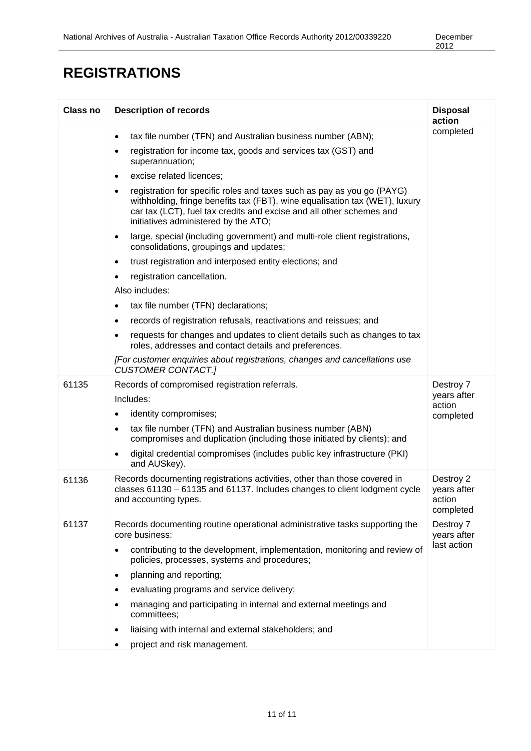# REGISTRATIONS

| Class no | Description of records | Disposal action |
| --- | --- | --- |
| | • tax file number (TFN) and Australian business number (ABN);<br>• registration for income tax, goods and services tax (GST) and superannuation;<br>• excise related licences;<br>• registration for specific roles and taxes such as pay as you go (PAYG) withholding, fringe benefits tax (FBT), wine equalisation tax (WET), luxury car tax (LCT), fuel tax credits and excise and all other schemes and initiatives administered by the ATO;<br>• large, special (including government) and multi-role client registrations, consolidations, groupings and updates;<br>• trust registration and interposed entity elections; and<br>• registration cancellation.<br>Also includes:<br>• tax file number (TFN) declarations;<br>• records of registration refusals, reactivations and reissues; and<br>• requests for changes and updates to client details such as changes to tax roles, addresses and contact details and preferences.<br>*[For customer enquiries about registrations, changes and cancellations use CUSTOMER CONTACT.]* | completed |
| 61135 | Records of compromised registration referrals.<br>Includes:<br>• identity compromises;<br>• tax file number (TFN) and Australian business number (ABN) compromises and duplication (including those initiated by clients); and<br>• digital credential compromises (includes public key infrastructure (PKI) and AUSkey). | Destroy 7 years after action completed |
| 61136 | Records documenting registrations activities, other than those covered in classes 61130 – 61135 and 61137. Includes changes to client lodgment cycle and accounting types. | Destroy 2 years after action completed |
| 61137 | Records documenting routine operational administrative tasks supporting the core business:<br>• contributing to the development, implementation, monitoring and review of policies, processes, systems and procedures;<br>• planning and reporting;<br>• evaluating programs and service delivery;<br>• managing and participating in internal and external meetings and committees;<br>• liaising with internal and external stakeholders; and<br>• project and risk management. | Destroy 7 years after last action |